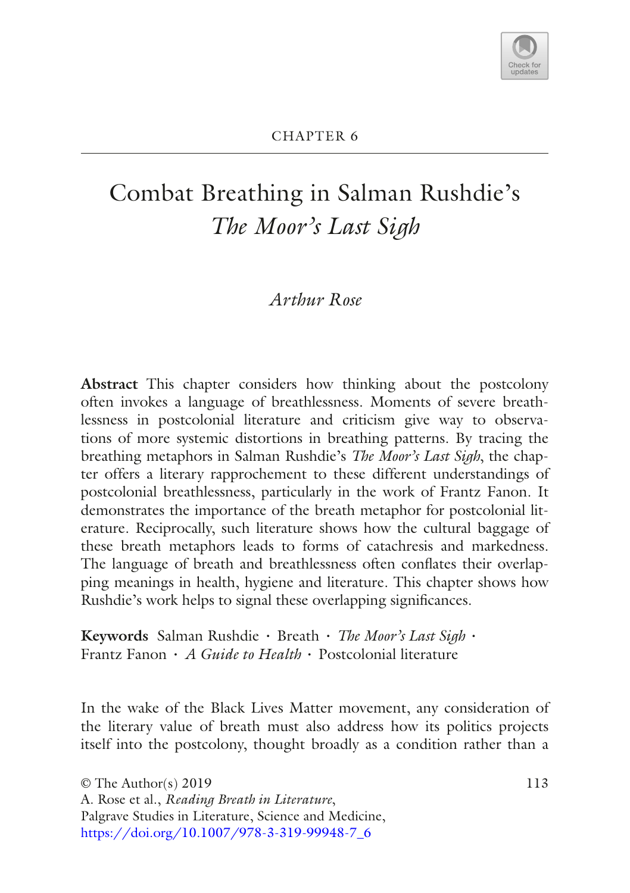CHAPTER 6

# Combat Breathing in Salman Rushdie's *The Moor's Last Sigh*

*Arthur Rose*

**Abstract** This chapter considers how thinking about the postcolony often invokes a language of breathlessness. Moments of severe breathlessness in postcolonial literature and criticism give way to observations of more systemic distortions in breathing patterns. By tracing the breathing metaphors in Salman Rushdie's *The Moor's Last Sigh*, the chapter offers a literary rapprochement to these different understandings of postcolonial breathlessness, particularly in the work of Frantz Fanon. It demonstrates the importance of the breath metaphor for postcolonial literature. Reciprocally, such literature shows how the cultural baggage of these breath metaphors leads to forms of catachresis and markedness. The language of breath and breathlessness often conflates their overlapping meanings in health, hygiene and literature. This chapter shows how Rushdie's work helps to signal these overlapping significances.

**Keywords** Salman Rushdie · Breath · *The Moor's Last Sigh* · Frantz Fanon · *A Guide to Health* · Postcolonial literature

In the wake of the Black Lives Matter movement, any consideration of the literary value of breath must also address how its politics projects itself into the postcolony, thought broadly as a condition rather than a

© The Author(s) 2019
A. Rose et al., *Reading Breath in Literature*,
Palgrave Studies in Literature, Science and Medicine,
https://doi.org/10.1007/978-3-319-99948-7_6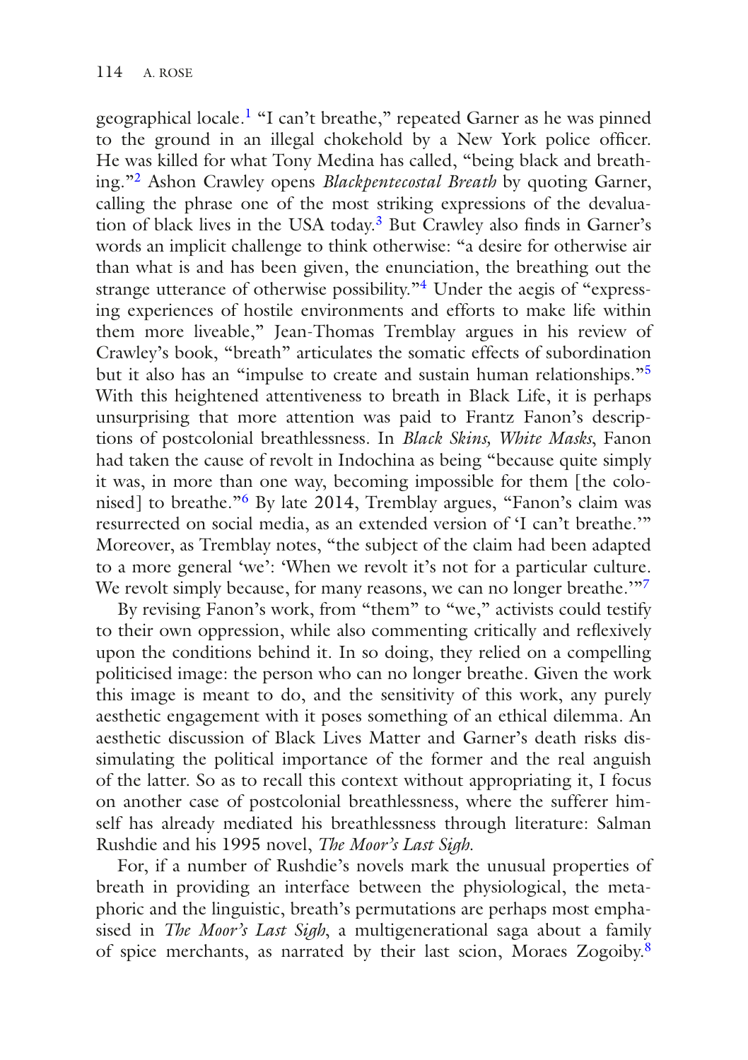geographical locale.[1] "I can't breathe," repeated Garner as he was pinned to the ground in an illegal chokehold by a New York police officer. He was killed for what Tony Medina has called, "being black and breathing."[2] Ashon Crawley opens *Blackpentecostal Breath* by quoting Garner, calling the phrase one of the most striking expressions of the devaluation of black lives in the USA today.[3] But Crawley also finds in Garner's words an implicit challenge to think otherwise: "a desire for otherwise air than what is and has been given, the enunciation, the breathing out the strange utterance of otherwise possibility."[4] Under the aegis of "expressing experiences of hostile environments and efforts to make life within them more liveable," Jean-Thomas Tremblay argues in his review of Crawley's book, "breath" articulates the somatic effects of subordination but it also has an "impulse to create and sustain human relationships."[5] With this heightened attentiveness to breath in Black Life, it is perhaps unsurprising that more attention was paid to Frantz Fanon's descriptions of postcolonial breathlessness. In *Black Skins, White Masks*, Fanon had taken the cause of revolt in Indochina as being "because quite simply it was, in more than one way, becoming impossible for them [the colonised] to breathe."[6] By late 2014, Tremblay argues, "Fanon's claim was resurrected on social media, as an extended version of 'I can't breathe.'" Moreover, as Tremblay notes, "the subject of the claim had been adapted to a more general 'we': 'When we revolt it's not for a particular culture. We revolt simply because, for many reasons, we can no longer breathe.'"[7]

By revising Fanon's work, from "them" to "we," activists could testify to their own oppression, while also commenting critically and reflexively upon the conditions behind it. In so doing, they relied on a compelling politicised image: the person who can no longer breathe. Given the work this image is meant to do, and the sensitivity of this work, any purely aesthetic engagement with it poses something of an ethical dilemma. An aesthetic discussion of Black Lives Matter and Garner's death risks dissimulating the political importance of the former and the real anguish of the latter. So as to recall this context without appropriating it, I focus on another case of postcolonial breathlessness, where the sufferer himself has already mediated his breathlessness through literature: Salman Rushdie and his 1995 novel, *The Moor's Last Sigh*.

For, if a number of Rushdie's novels mark the unusual properties of breath in providing an interface between the physiological, the metaphoric and the linguistic, breath's permutations are perhaps most emphasised in *The Moor's Last Sigh*, a multigenerational saga about a family of spice merchants, as narrated by their last scion, Moraes Zogoiby.[8]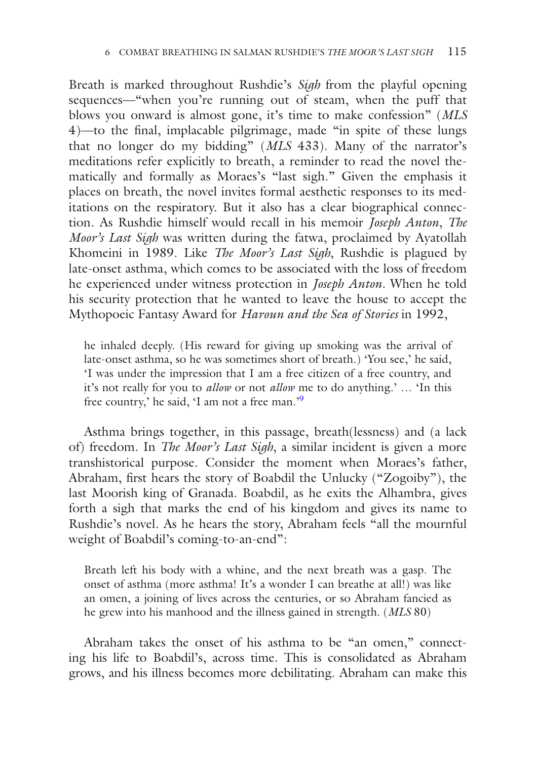Breath is marked throughout Rushdie's *Sigh* from the playful opening sequences—"when you're running out of steam, when the puff that blows you onward is almost gone, it's time to make confession" (*MLS* 4)—to the final, implacable pilgrimage, made "in spite of these lungs that no longer do my bidding" (*MLS* 433). Many of the narrator's meditations refer explicitly to breath, a reminder to read the novel thematically and formally as Moraes's "last sigh." Given the emphasis it places on breath, the novel invites formal aesthetic responses to its meditations on the respiratory. But it also has a clear biographical connection. As Rushdie himself would recall in his memoir *Joseph Anton*, *The Moor's Last Sigh* was written during the fatwa, proclaimed by Ayatollah Khomeini in 1989. Like *The Moor's Last Sigh*, Rushdie is plagued by late-onset asthma, which comes to be associated with the loss of freedom he experienced under witness protection in *Joseph Anton*. When he told his security protection that he wanted to leave the house to accept the Mythopoeic Fantasy Award for *Haroun and the Sea of Stories* in 1992,

> he inhaled deeply. (His reward for giving up smoking was the arrival of late-onset asthma, so he was sometimes short of breath.) 'You see,' he said, 'I was under the impression that I am a free citizen of a free country, and it's not really for you to *allow* or not *allow* me to do anything.' … 'In this free country,' he said, 'I am not a free man.'[9]

Asthma brings together, in this passage, breath(lessness) and (a lack of) freedom. In *The Moor's Last Sigh*, a similar incident is given a more transhistorical purpose. Consider the moment when Moraes's father, Abraham, first hears the story of Boabdil the Unlucky ("Zogoiby"), the last Moorish king of Granada. Boabdil, as he exits the Alhambra, gives forth a sigh that marks the end of his kingdom and gives its name to Rushdie's novel. As he hears the story, Abraham feels "all the mournful weight of Boabdil's coming-to-an-end":

> Breath left his body with a whine, and the next breath was a gasp. The onset of asthma (more asthma! It's a wonder I can breathe at all!) was like an omen, a joining of lives across the centuries, or so Abraham fancied as he grew into his manhood and the illness gained in strength. (*MLS* 80)

Abraham takes the onset of his asthma to be "an omen," connecting his life to Boabdil's, across time. This is consolidated as Abraham grows, and his illness becomes more debilitating. Abraham can make this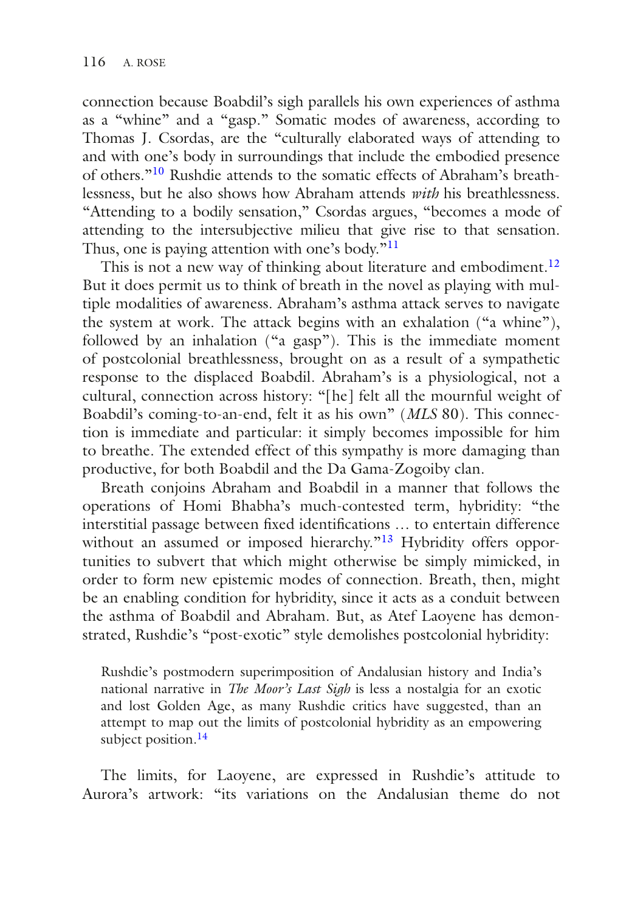connection because Boabdil's sigh parallels his own experiences of asthma as a "whine" and a "gasp." Somatic modes of awareness, according to Thomas J. Csordas, are the "culturally elaborated ways of attending to and with one's body in surroundings that include the embodied presence of others."[10] Rushdie attends to the somatic effects of Abraham's breathlessness, but he also shows how Abraham attends *with* his breathlessness. "Attending to a bodily sensation," Csordas argues, "becomes a mode of attending to the intersubjective milieu that give rise to that sensation. Thus, one is paying attention with one's body."[11]

This is not a new way of thinking about literature and embodiment.[12] But it does permit us to think of breath in the novel as playing with multiple modalities of awareness. Abraham's asthma attack serves to navigate the system at work. The attack begins with an exhalation ("a whine"), followed by an inhalation ("a gasp"). This is the immediate moment of postcolonial breathlessness, brought on as a result of a sympathetic response to the displaced Boabdil. Abraham's is a physiological, not a cultural, connection across history: "[he] felt all the mournful weight of Boabdil's coming-to-an-end, felt it as his own" (*MLS* 80). This connection is immediate and particular: it simply becomes impossible for him to breathe. The extended effect of this sympathy is more damaging than productive, for both Boabdil and the Da Gama-Zogoiby clan.

Breath conjoins Abraham and Boabdil in a manner that follows the operations of Homi Bhabha's much-contested term, hybridity: "the interstitial passage between fixed identifications … to entertain difference without an assumed or imposed hierarchy."[13] Hybridity offers opportunities to subvert that which might otherwise be simply mimicked, in order to form new epistemic modes of connection. Breath, then, might be an enabling condition for hybridity, since it acts as a conduit between the asthma of Boabdil and Abraham. But, as Atef Laoyene has demonstrated, Rushdie's "post-exotic" style demolishes postcolonial hybridity:

> Rushdie's postmodern superimposition of Andalusian history and India's national narrative in *The Moor's Last Sigh* is less a nostalgia for an exotic and lost Golden Age, as many Rushdie critics have suggested, than an attempt to map out the limits of postcolonial hybridity as an empowering subject position.[14]

The limits, for Laoyene, are expressed in Rushdie's attitude to Aurora's artwork: "its variations on the Andalusian theme do not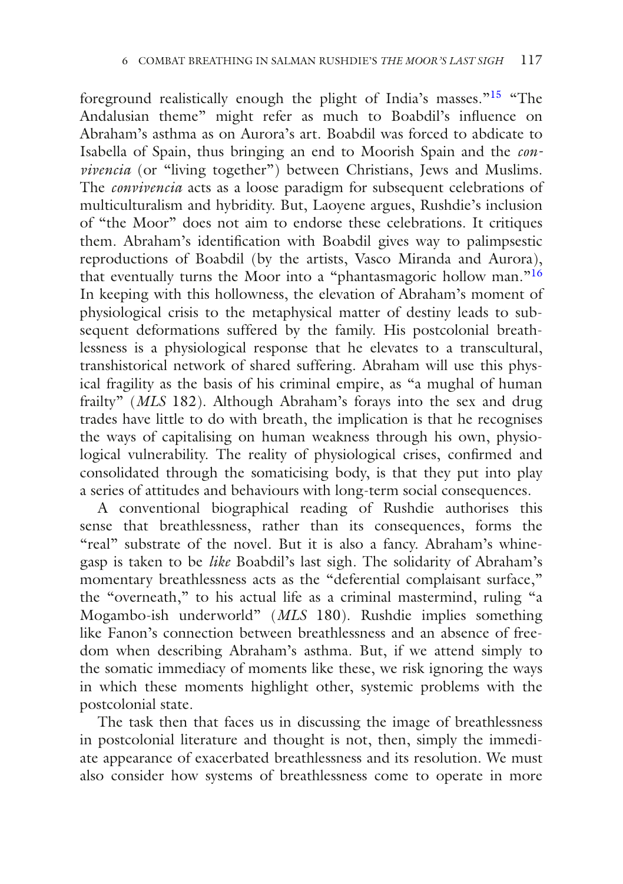foreground realistically enough the plight of India's masses."[15] "The Andalusian theme" might refer as much to Boabdil's influence on Abraham's asthma as on Aurora's art. Boabdil was forced to abdicate to Isabella of Spain, thus bringing an end to Moorish Spain and the *convivencia* (or "living together") between Christians, Jews and Muslims. The *convivencia* acts as a loose paradigm for subsequent celebrations of multiculturalism and hybridity. But, Laoyene argues, Rushdie's inclusion of "the Moor" does not aim to endorse these celebrations. It critiques them. Abraham's identification with Boabdil gives way to palimpsestic reproductions of Boabdil (by the artists, Vasco Miranda and Aurora), that eventually turns the Moor into a "phantasmagoric hollow man."[16] In keeping with this hollowness, the elevation of Abraham's moment of physiological crisis to the metaphysical matter of destiny leads to subsequent deformations suffered by the family. His postcolonial breathlessness is a physiological response that he elevates to a transcultural, transhistorical network of shared suffering. Abraham will use this physical fragility as the basis of his criminal empire, as "a mughal of human frailty" (*MLS* 182). Although Abraham's forays into the sex and drug trades have little to do with breath, the implication is that he recognises the ways of capitalising on human weakness through his own, physiological vulnerability. The reality of physiological crises, confirmed and consolidated through the somaticising body, is that they put into play a series of attitudes and behaviours with long-term social consequences.

A conventional biographical reading of Rushdie authorises this sense that breathlessness, rather than its consequences, forms the "real" substrate of the novel. But it is also a fancy. Abraham's whine-gasp is taken to be *like* Boabdil's last sigh. The solidarity of Abraham's momentary breathlessness acts as the "deferential complaisant surface," the "overneath," to his actual life as a criminal mastermind, ruling "a Mogambo-ish underworld" (*MLS* 180). Rushdie implies something like Fanon's connection between breathlessness and an absence of freedom when describing Abraham's asthma. But, if we attend simply to the somatic immediacy of moments like these, we risk ignoring the ways in which these moments highlight other, systemic problems with the postcolonial state.

The task then that faces us in discussing the image of breathlessness in postcolonial literature and thought is not, then, simply the immediate appearance of exacerbated breathlessness and its resolution. We must also consider how systems of breathlessness come to operate in more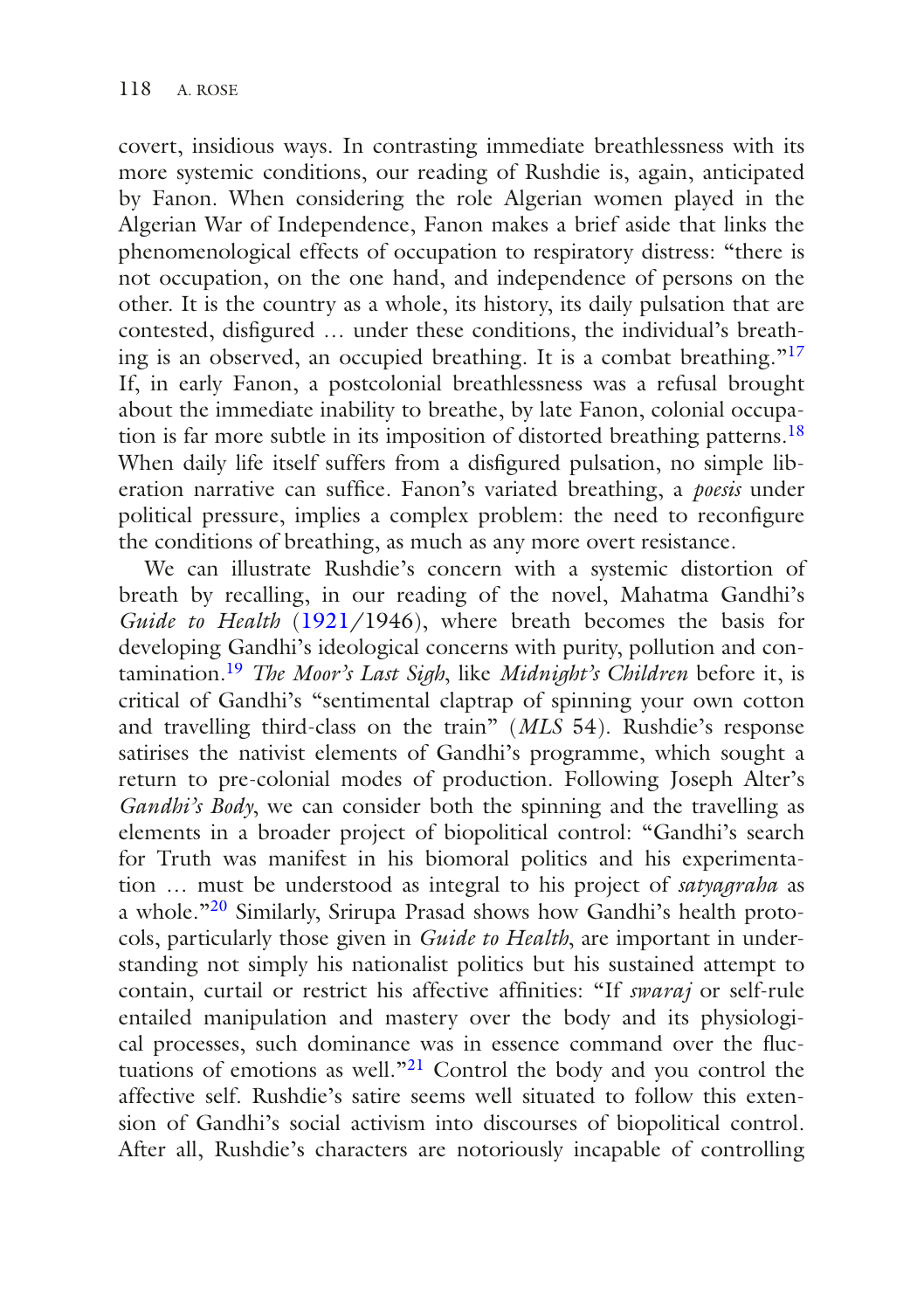covert, insidious ways. In contrasting immediate breathlessness with its more systemic conditions, our reading of Rushdie is, again, anticipated by Fanon. When considering the role Algerian women played in the Algerian War of Independence, Fanon makes a brief aside that links the phenomenological effects of occupation to respiratory distress: "there is not occupation, on the one hand, and independence of persons on the other. It is the country as a whole, its history, its daily pulsation that are contested, disfigured … under these conditions, the individual's breathing is an observed, an occupied breathing. It is a combat breathing."[17] If, in early Fanon, a postcolonial breathlessness was a refusal brought about the immediate inability to breathe, by late Fanon, colonial occupation is far more subtle in its imposition of distorted breathing patterns.[18] When daily life itself suffers from a disfigured pulsation, no simple liberation narrative can suffice. Fanon's variated breathing, a *poesis* under political pressure, implies a complex problem: the need to reconfigure the conditions of breathing, as much as any more overt resistance.

We can illustrate Rushdie's concern with a systemic distortion of breath by recalling, in our reading of the novel, Mahatma Gandhi's *Guide to Health* (1921/1946), where breath becomes the basis for developing Gandhi's ideological concerns with purity, pollution and contamination.[19] *The Moor's Last Sigh*, like *Midnight's Children* before it, is critical of Gandhi's "sentimental claptrap of spinning your own cotton and travelling third-class on the train" (*MLS* 54). Rushdie's response satirises the nativist elements of Gandhi's programme, which sought a return to pre-colonial modes of production. Following Joseph Alter's *Gandhi's Body*, we can consider both the spinning and the travelling as elements in a broader project of biopolitical control: "Gandhi's search for Truth was manifest in his biomoral politics and his experimentation … must be understood as integral to his project of *satyagraha* as a whole."[20] Similarly, Srirupa Prasad shows how Gandhi's health protocols, particularly those given in *Guide to Health*, are important in understanding not simply his nationalist politics but his sustained attempt to contain, curtail or restrict his affective affinities: "If *swaraj* or self-rule entailed manipulation and mastery over the body and its physiological processes, such dominance was in essence command over the fluctuations of emotions as well."[21] Control the body and you control the affective self. Rushdie's satire seems well situated to follow this extension of Gandhi's social activism into discourses of biopolitical control. After all, Rushdie's characters are notoriously incapable of controlling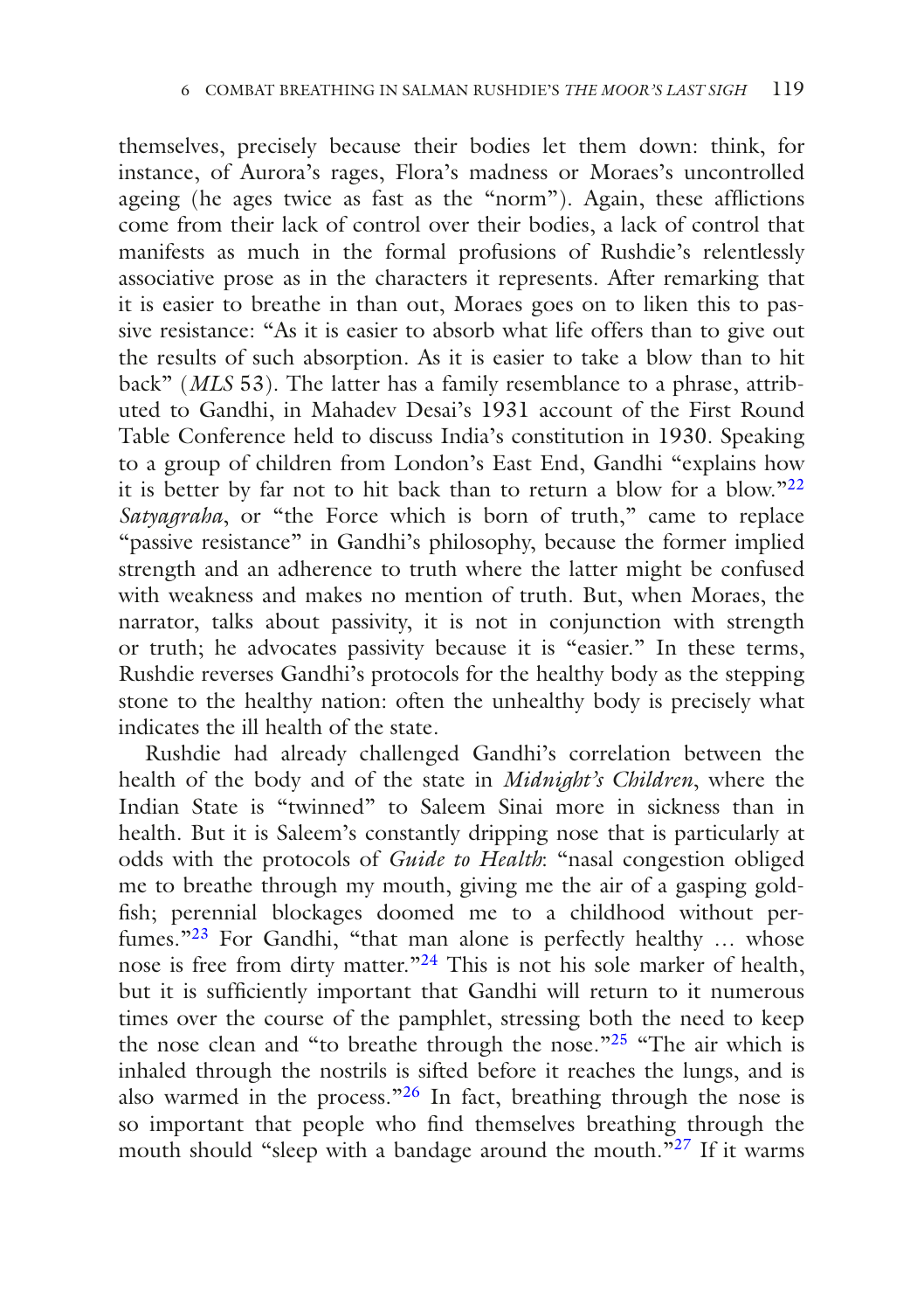themselves, precisely because their bodies let them down: think, for instance, of Aurora's rages, Flora's madness or Moraes's uncontrolled ageing (he ages twice as fast as the "norm"). Again, these afflictions come from their lack of control over their bodies, a lack of control that manifests as much in the formal profusions of Rushdie's relentlessly associative prose as in the characters it represents. After remarking that it is easier to breathe in than out, Moraes goes on to liken this to passive resistance: "As it is easier to absorb what life offers than to give out the results of such absorption. As it is easier to take a blow than to hit back" (*MLS* 53). The latter has a family resemblance to a phrase, attributed to Gandhi, in Mahadev Desai's 1931 account of the First Round Table Conference held to discuss India's constitution in 1930. Speaking to a group of children from London's East End, Gandhi "explains how it is better by far not to hit back than to return a blow for a blow."[22] *Satyagraha*, or "the Force which is born of truth," came to replace "passive resistance" in Gandhi's philosophy, because the former implied strength and an adherence to truth where the latter might be confused with weakness and makes no mention of truth. But, when Moraes, the narrator, talks about passivity, it is not in conjunction with strength or truth; he advocates passivity because it is "easier." In these terms, Rushdie reverses Gandhi's protocols for the healthy body as the stepping stone to the healthy nation: often the unhealthy body is precisely what indicates the ill health of the state.

Rushdie had already challenged Gandhi's correlation between the health of the body and of the state in *Midnight's Children*, where the Indian State is "twinned" to Saleem Sinai more in sickness than in health. But it is Saleem's constantly dripping nose that is particularly at odds with the protocols of *Guide to Health*: "nasal congestion obliged me to breathe through my mouth, giving me the air of a gasping goldfish; perennial blockages doomed me to a childhood without perfumes."[23] For Gandhi, "that man alone is perfectly healthy … whose nose is free from dirty matter."[24] This is not his sole marker of health, but it is sufficiently important that Gandhi will return to it numerous times over the course of the pamphlet, stressing both the need to keep the nose clean and "to breathe through the nose."[25] "The air which is inhaled through the nostrils is sifted before it reaches the lungs, and is also warmed in the process."[26] In fact, breathing through the nose is so important that people who find themselves breathing through the mouth should "sleep with a bandage around the mouth."[27] If it warms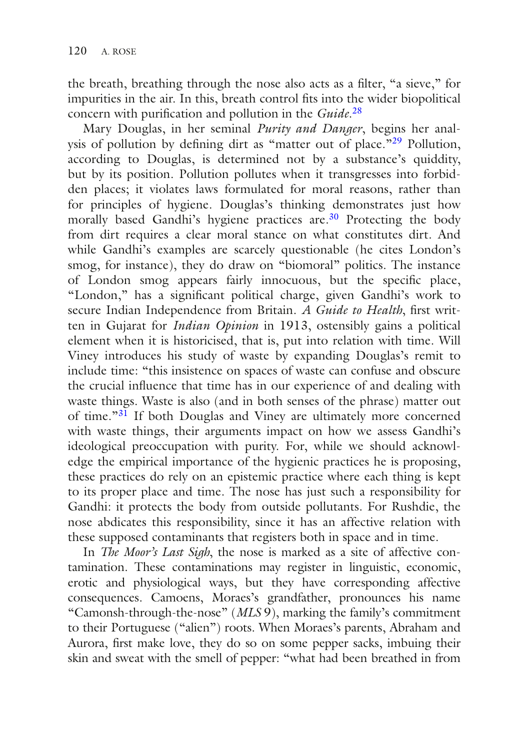the breath, breathing through the nose also acts as a filter, "a sieve," for impurities in the air. In this, breath control fits into the wider biopolitical concern with purification and pollution in the *Guide*.[28]

Mary Douglas, in her seminal *Purity and Danger*, begins her analysis of pollution by defining dirt as "matter out of place."[29] Pollution, according to Douglas, is determined not by a substance's quiddity, but by its position. Pollution pollutes when it transgresses into forbidden places; it violates laws formulated for moral reasons, rather than for principles of hygiene. Douglas's thinking demonstrates just how morally based Gandhi's hygiene practices are.[30] Protecting the body from dirt requires a clear moral stance on what constitutes dirt. And while Gandhi's examples are scarcely questionable (he cites London's smog, for instance), they do draw on "biomoral" politics. The instance of London smog appears fairly innocuous, but the specific place, "London," has a significant political charge, given Gandhi's work to secure Indian Independence from Britain. *A Guide to Health*, first written in Gujarat for *Indian Opinion* in 1913, ostensibly gains a political element when it is historicised, that is, put into relation with time. Will Viney introduces his study of waste by expanding Douglas's remit to include time: "this insistence on spaces of waste can confuse and obscure the crucial influence that time has in our experience of and dealing with waste things. Waste is also (and in both senses of the phrase) matter out of time."[31] If both Douglas and Viney are ultimately more concerned with waste things, their arguments impact on how we assess Gandhi's ideological preoccupation with purity. For, while we should acknowledge the empirical importance of the hygienic practices he is proposing, these practices do rely on an epistemic practice where each thing is kept to its proper place and time. The nose has just such a responsibility for Gandhi: it protects the body from outside pollutants. For Rushdie, the nose abdicates this responsibility, since it has an affective relation with these supposed contaminants that registers both in space and in time.

In *The Moor's Last Sigh*, the nose is marked as a site of affective contamination. These contaminations may register in linguistic, economic, erotic and physiological ways, but they have corresponding affective consequences. Camoens, Moraes's grandfather, pronounces his name "Camonsh-through-the-nose" (*MLS* 9), marking the family's commitment to their Portuguese ("alien") roots. When Moraes's parents, Abraham and Aurora, first make love, they do so on some pepper sacks, imbuing their skin and sweat with the smell of pepper: "what had been breathed in from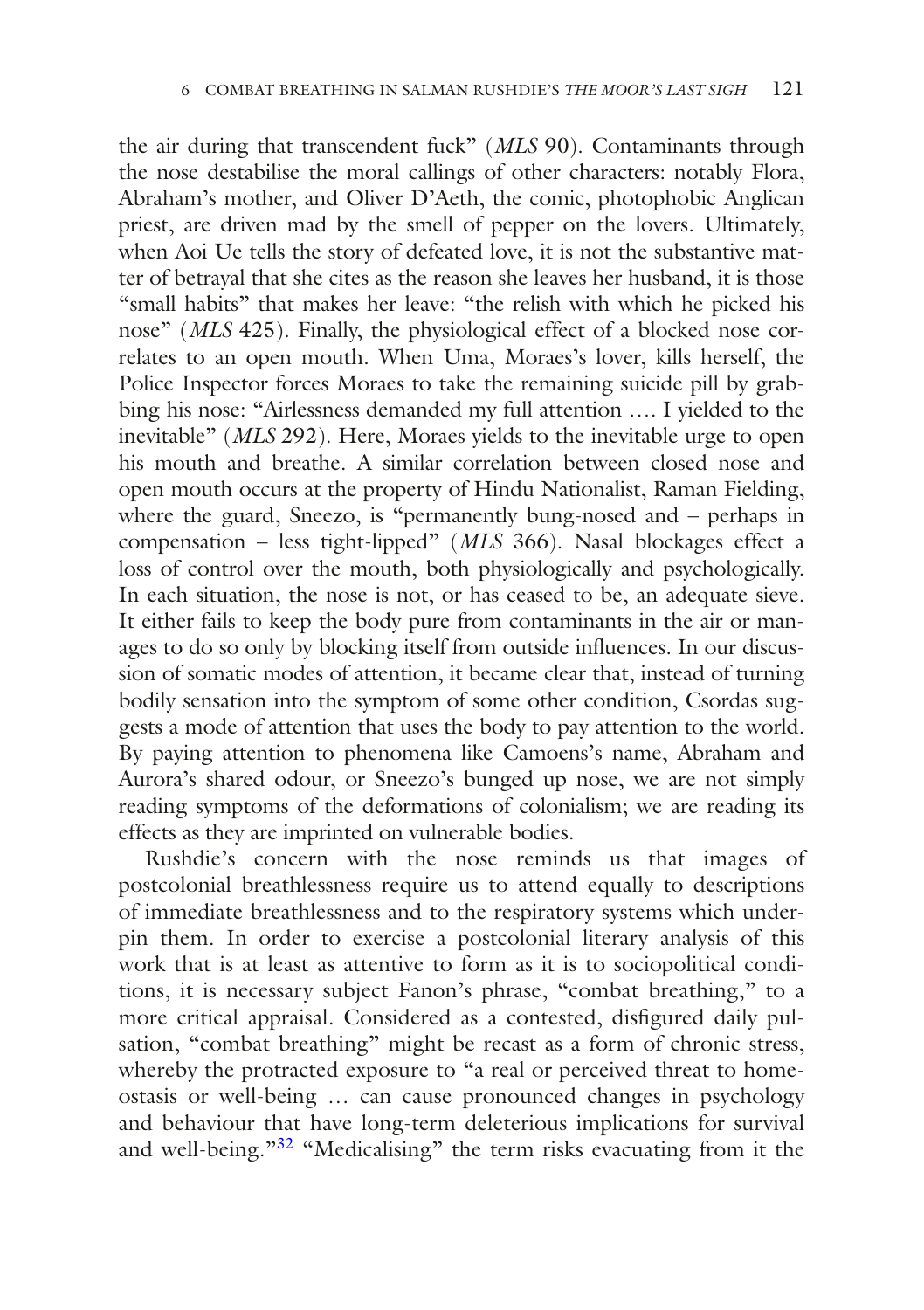the air during that transcendent fuck" (*MLS* 90). Contaminants through the nose destabilise the moral callings of other characters: notably Flora, Abraham's mother, and Oliver D'Aeth, the comic, photophobic Anglican priest, are driven mad by the smell of pepper on the lovers. Ultimately, when Aoi Ue tells the story of defeated love, it is not the substantive matter of betrayal that she cites as the reason she leaves her husband, it is those "small habits" that makes her leave: "the relish with which he picked his nose" (*MLS* 425). Finally, the physiological effect of a blocked nose correlates to an open mouth. When Uma, Moraes's lover, kills herself, the Police Inspector forces Moraes to take the remaining suicide pill by grabbing his nose: "Airlessness demanded my full attention …. I yielded to the inevitable" (*MLS* 292). Here, Moraes yields to the inevitable urge to open his mouth and breathe. A similar correlation between closed nose and open mouth occurs at the property of Hindu Nationalist, Raman Fielding, where the guard, Sneezo, is "permanently bung-nosed and – perhaps in compensation – less tight-lipped" (*MLS* 366). Nasal blockages effect a loss of control over the mouth, both physiologically and psychologically. In each situation, the nose is not, or has ceased to be, an adequate sieve. It either fails to keep the body pure from contaminants in the air or manages to do so only by blocking itself from outside influences. In our discussion of somatic modes of attention, it became clear that, instead of turning bodily sensation into the symptom of some other condition, Csordas suggests a mode of attention that uses the body to pay attention to the world. By paying attention to phenomena like Camoens's name, Abraham and Aurora's shared odour, or Sneezo's bunged up nose, we are not simply reading symptoms of the deformations of colonialism; we are reading its effects as they are imprinted on vulnerable bodies.

Rushdie's concern with the nose reminds us that images of postcolonial breathlessness require us to attend equally to descriptions of immediate breathlessness and to the respiratory systems which underpin them. In order to exercise a postcolonial literary analysis of this work that is at least as attentive to form as it is to sociopolitical conditions, it is necessary subject Fanon's phrase, "combat breathing," to a more critical appraisal. Considered as a contested, disfigured daily pulsation, "combat breathing" might be recast as a form of chronic stress, whereby the protracted exposure to "a real or perceived threat to homeostasis or well-being … can cause pronounced changes in psychology and behaviour that have long-term deleterious implications for survival and well-being."[32] "Medicalising" the term risks evacuating from it the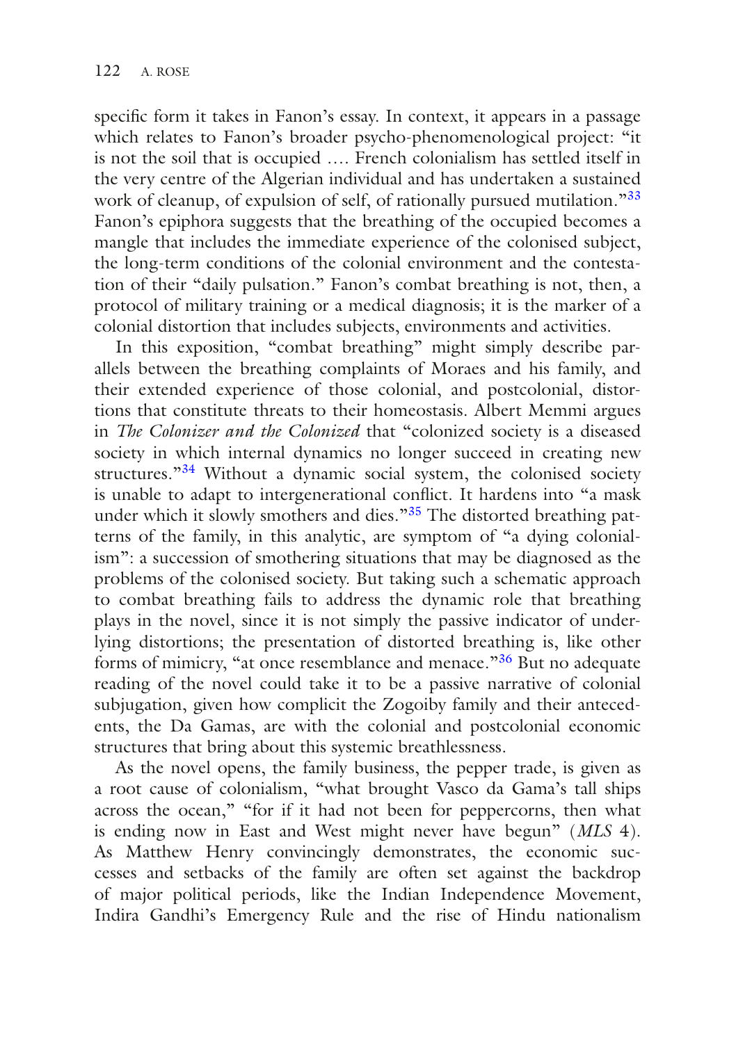specific form it takes in Fanon's essay. In context, it appears in a passage which relates to Fanon's broader psycho-phenomenological project: "it is not the soil that is occupied …. French colonialism has settled itself in the very centre of the Algerian individual and has undertaken a sustained work of cleanup, of expulsion of self, of rationally pursued mutilation."[33] Fanon's epiphora suggests that the breathing of the occupied becomes a mangle that includes the immediate experience of the colonised subject, the long-term conditions of the colonial environment and the contestation of their "daily pulsation." Fanon's combat breathing is not, then, a protocol of military training or a medical diagnosis; it is the marker of a colonial distortion that includes subjects, environments and activities.

In this exposition, "combat breathing" might simply describe parallels between the breathing complaints of Moraes and his family, and their extended experience of those colonial, and postcolonial, distortions that constitute threats to their homeostasis. Albert Memmi argues in *The Colonizer and the Colonized* that "colonized society is a diseased society in which internal dynamics no longer succeed in creating new structures."[34] Without a dynamic social system, the colonised society is unable to adapt to intergenerational conflict. It hardens into "a mask under which it slowly smothers and dies."[35] The distorted breathing patterns of the family, in this analytic, are symptom of "a dying colonialism": a succession of smothering situations that may be diagnosed as the problems of the colonised society. But taking such a schematic approach to combat breathing fails to address the dynamic role that breathing plays in the novel, since it is not simply the passive indicator of underlying distortions; the presentation of distorted breathing is, like other forms of mimicry, "at once resemblance and menace."[36] But no adequate reading of the novel could take it to be a passive narrative of colonial subjugation, given how complicit the Zogoiby family and their antecedents, the Da Gamas, are with the colonial and postcolonial economic structures that bring about this systemic breathlessness.

As the novel opens, the family business, the pepper trade, is given as a root cause of colonialism, "what brought Vasco da Gama's tall ships across the ocean," "for if it had not been for peppercorns, then what is ending now in East and West might never have begun" (*MLS* 4). As Matthew Henry convincingly demonstrates, the economic successes and setbacks of the family are often set against the backdrop of major political periods, like the Indian Independence Movement, Indira Gandhi's Emergency Rule and the rise of Hindu nationalism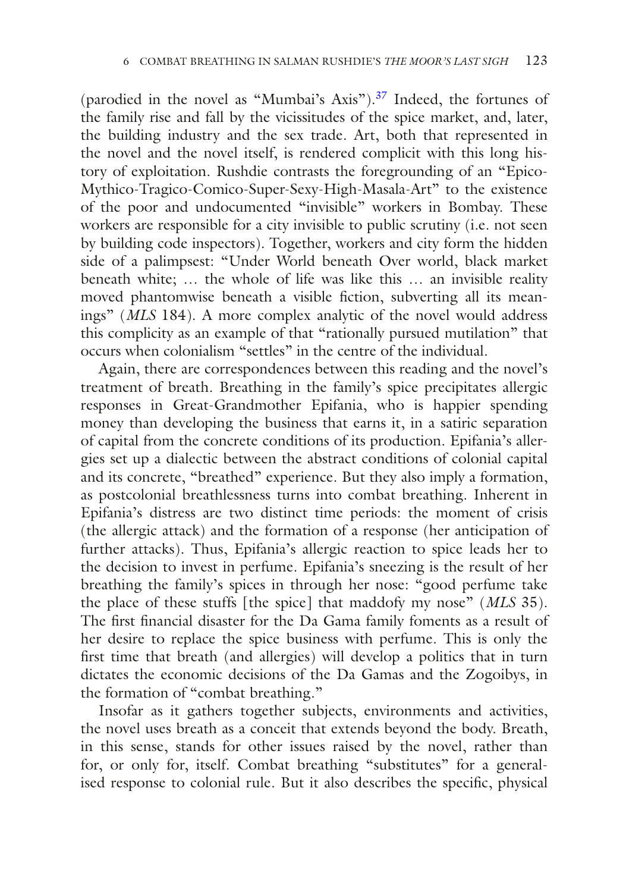(parodied in the novel as "Mumbai's Axis").[37] Indeed, the fortunes of the family rise and fall by the vicissitudes of the spice market, and, later, the building industry and the sex trade. Art, both that represented in the novel and the novel itself, is rendered complicit with this long history of exploitation. Rushdie contrasts the foregrounding of an "Epico-Mythico-Tragico-Comico-Super-Sexy-High-Masala-Art" to the existence of the poor and undocumented "invisible" workers in Bombay. These workers are responsible for a city invisible to public scrutiny (i.e. not seen by building code inspectors). Together, workers and city form the hidden side of a palimpsest: "Under World beneath Over world, black market beneath white; … the whole of life was like this … an invisible reality moved phantomwise beneath a visible fiction, subverting all its meanings" (*MLS* 184). A more complex analytic of the novel would address this complicity as an example of that "rationally pursued mutilation" that occurs when colonialism "settles" in the centre of the individual.

Again, there are correspondences between this reading and the novel's treatment of breath. Breathing in the family's spice precipitates allergic responses in Great-Grandmother Epifania, who is happier spending money than developing the business that earns it, in a satiric separation of capital from the concrete conditions of its production. Epifania's allergies set up a dialectic between the abstract conditions of colonial capital and its concrete, "breathed" experience. But they also imply a formation, as postcolonial breathlessness turns into combat breathing. Inherent in Epifania's distress are two distinct time periods: the moment of crisis (the allergic attack) and the formation of a response (her anticipation of further attacks). Thus, Epifania's allergic reaction to spice leads her to the decision to invest in perfume. Epifania's sneezing is the result of her breathing the family's spices in through her nose: "good perfume take the place of these stuffs [the spice] that maddofy my nose" (*MLS* 35). The first financial disaster for the Da Gama family foments as a result of her desire to replace the spice business with perfume. This is only the first time that breath (and allergies) will develop a politics that in turn dictates the economic decisions of the Da Gamas and the Zogoibys, in the formation of "combat breathing."

Insofar as it gathers together subjects, environments and activities, the novel uses breath as a conceit that extends beyond the body. Breath, in this sense, stands for other issues raised by the novel, rather than for, or only for, itself. Combat breathing "substitutes" for a generalised response to colonial rule. But it also describes the specific, physical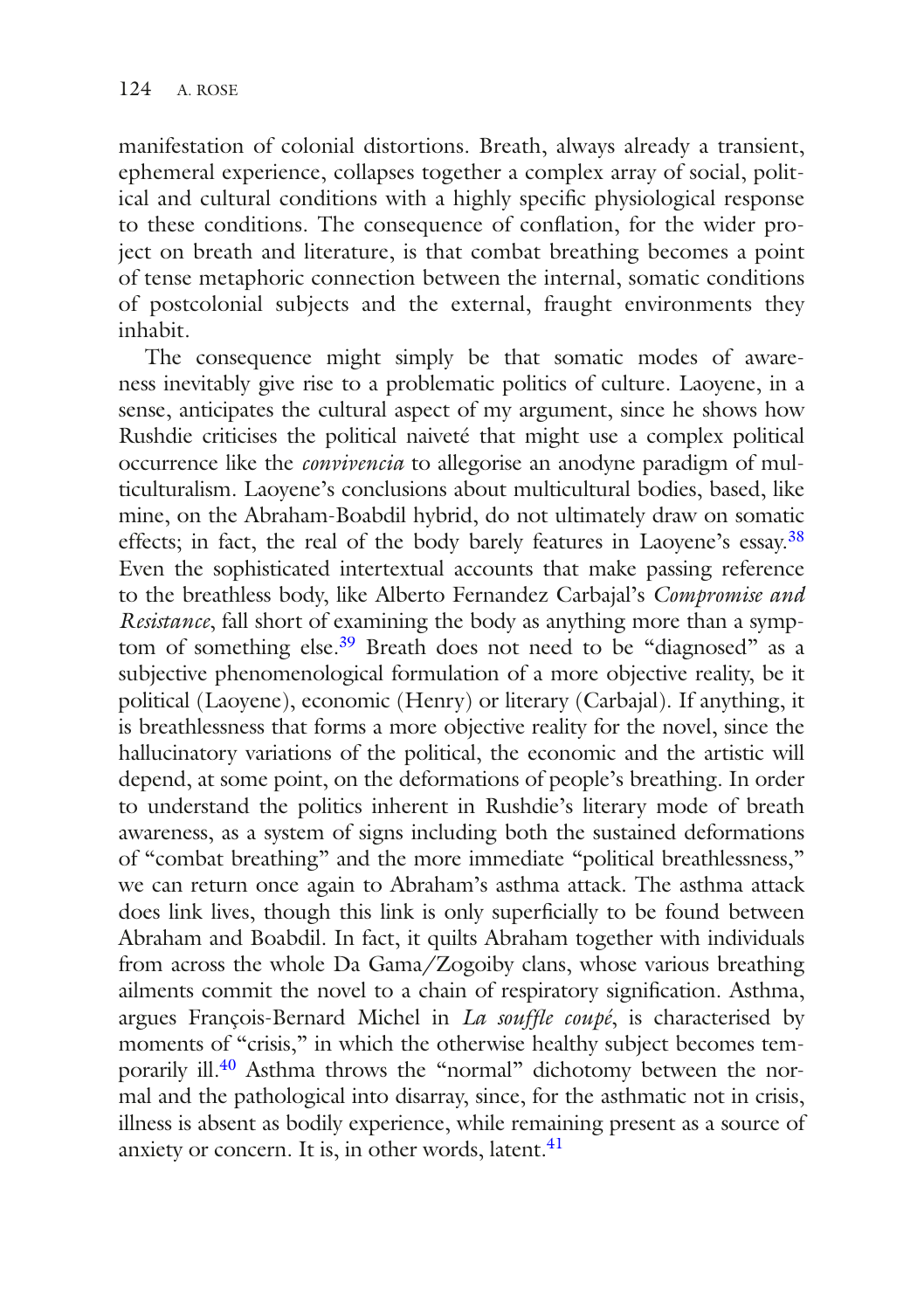manifestation of colonial distortions. Breath, always already a transient, ephemeral experience, collapses together a complex array of social, political and cultural conditions with a highly specific physiological response to these conditions. The consequence of conflation, for the wider project on breath and literature, is that combat breathing becomes a point of tense metaphoric connection between the internal, somatic conditions of postcolonial subjects and the external, fraught environments they inhabit.

The consequence might simply be that somatic modes of awareness inevitably give rise to a problematic politics of culture. Laoyene, in a sense, anticipates the cultural aspect of my argument, since he shows how Rushdie criticises the political naiveté that might use a complex political occurrence like the *convivencia* to allegorise an anodyne paradigm of multiculturalism. Laoyene's conclusions about multicultural bodies, based, like mine, on the Abraham-Boabdil hybrid, do not ultimately draw on somatic effects; in fact, the real of the body barely features in Laoyene's essay.[38] Even the sophisticated intertextual accounts that make passing reference to the breathless body, like Alberto Fernandez Carbajal's *Compromise and Resistance*, fall short of examining the body as anything more than a symptom of something else.[39] Breath does not need to be "diagnosed" as a subjective phenomenological formulation of a more objective reality, be it political (Laoyene), economic (Henry) or literary (Carbajal). If anything, it is breathlessness that forms a more objective reality for the novel, since the hallucinatory variations of the political, the economic and the artistic will depend, at some point, on the deformations of people's breathing. In order to understand the politics inherent in Rushdie's literary mode of breath awareness, as a system of signs including both the sustained deformations of "combat breathing" and the more immediate "political breathlessness," we can return once again to Abraham's asthma attack. The asthma attack does link lives, though this link is only superficially to be found between Abraham and Boabdil. In fact, it quilts Abraham together with individuals from across the whole Da Gama/Zogoiby clans, whose various breathing ailments commit the novel to a chain of respiratory signification. Asthma, argues François-Bernard Michel in *La souffle coupé*, is characterised by moments of "crisis," in which the otherwise healthy subject becomes temporarily ill.[40] Asthma throws the "normal" dichotomy between the normal and the pathological into disarray, since, for the asthmatic not in crisis, illness is absent as bodily experience, while remaining present as a source of anxiety or concern. It is, in other words, latent.[41]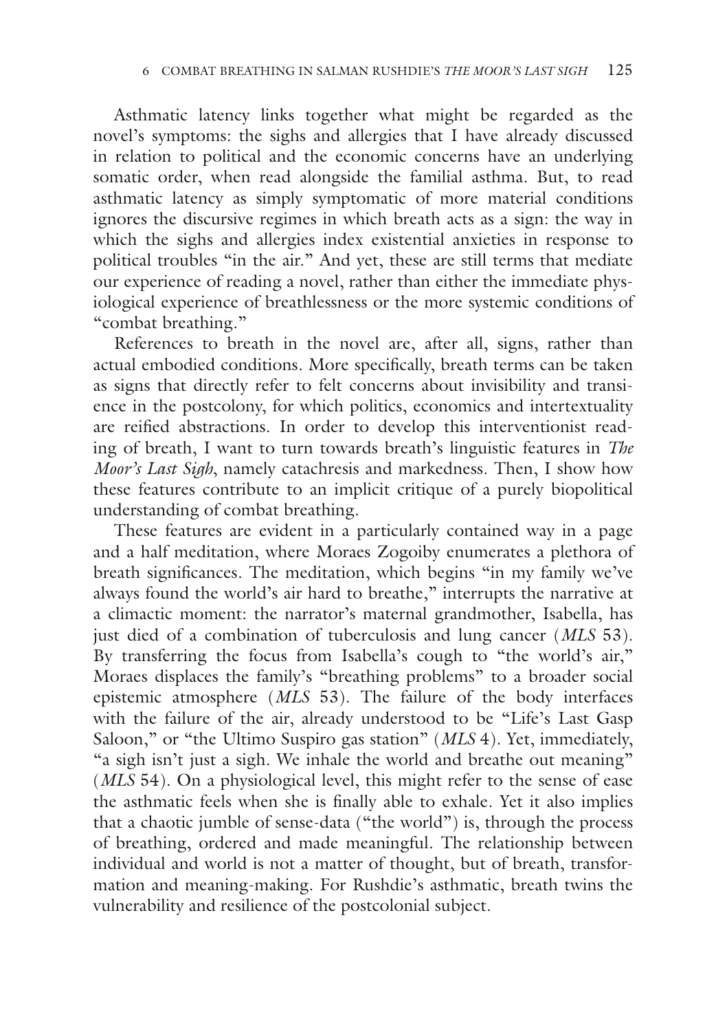Asthmatic latency links together what might be regarded as the novel's symptoms: the sighs and allergies that I have already discussed in relation to political and the economic concerns have an underlying somatic order, when read alongside the familial asthma. But, to read asthmatic latency as simply symptomatic of more material conditions ignores the discursive regimes in which breath acts as a sign: the way in which the sighs and allergies index existential anxieties in response to political troubles "in the air." And yet, these are still terms that mediate our experience of reading a novel, rather than either the immediate physiological experience of breathlessness or the more systemic conditions of "combat breathing."

References to breath in the novel are, after all, signs, rather than actual embodied conditions. More specifically, breath terms can be taken as signs that directly refer to felt concerns about invisibility and transience in the postcolony, for which politics, economics and intertextuality are reified abstractions. In order to develop this interventionist reading of breath, I want to turn towards breath's linguistic features in *The Moor's Last Sigh*, namely catachresis and markedness. Then, I show how these features contribute to an implicit critique of a purely biopolitical understanding of combat breathing.

These features are evident in a particularly contained way in a page and a half meditation, where Moraes Zogoiby enumerates a plethora of breath significances. The meditation, which begins "in my family we've always found the world's air hard to breathe," interrupts the narrative at a climactic moment: the narrator's maternal grandmother, Isabella, has just died of a combination of tuberculosis and lung cancer (*MLS* 53). By transferring the focus from Isabella's cough to "the world's air," Moraes displaces the family's "breathing problems" to a broader social epistemic atmosphere (*MLS* 53). The failure of the body interfaces with the failure of the air, already understood to be "Life's Last Gasp Saloon," or "the Ultimo Suspiro gas station" (*MLS* 4). Yet, immediately, "a sigh isn't just a sigh. We inhale the world and breathe out meaning" (*MLS* 54). On a physiological level, this might refer to the sense of ease the asthmatic feels when she is finally able to exhale. Yet it also implies that a chaotic jumble of sense-data ("the world") is, through the process of breathing, ordered and made meaningful. The relationship between individual and world is not a matter of thought, but of breath, transformation and meaning-making. For Rushdie's asthmatic, breath twins the vulnerability and resilience of the postcolonial subject.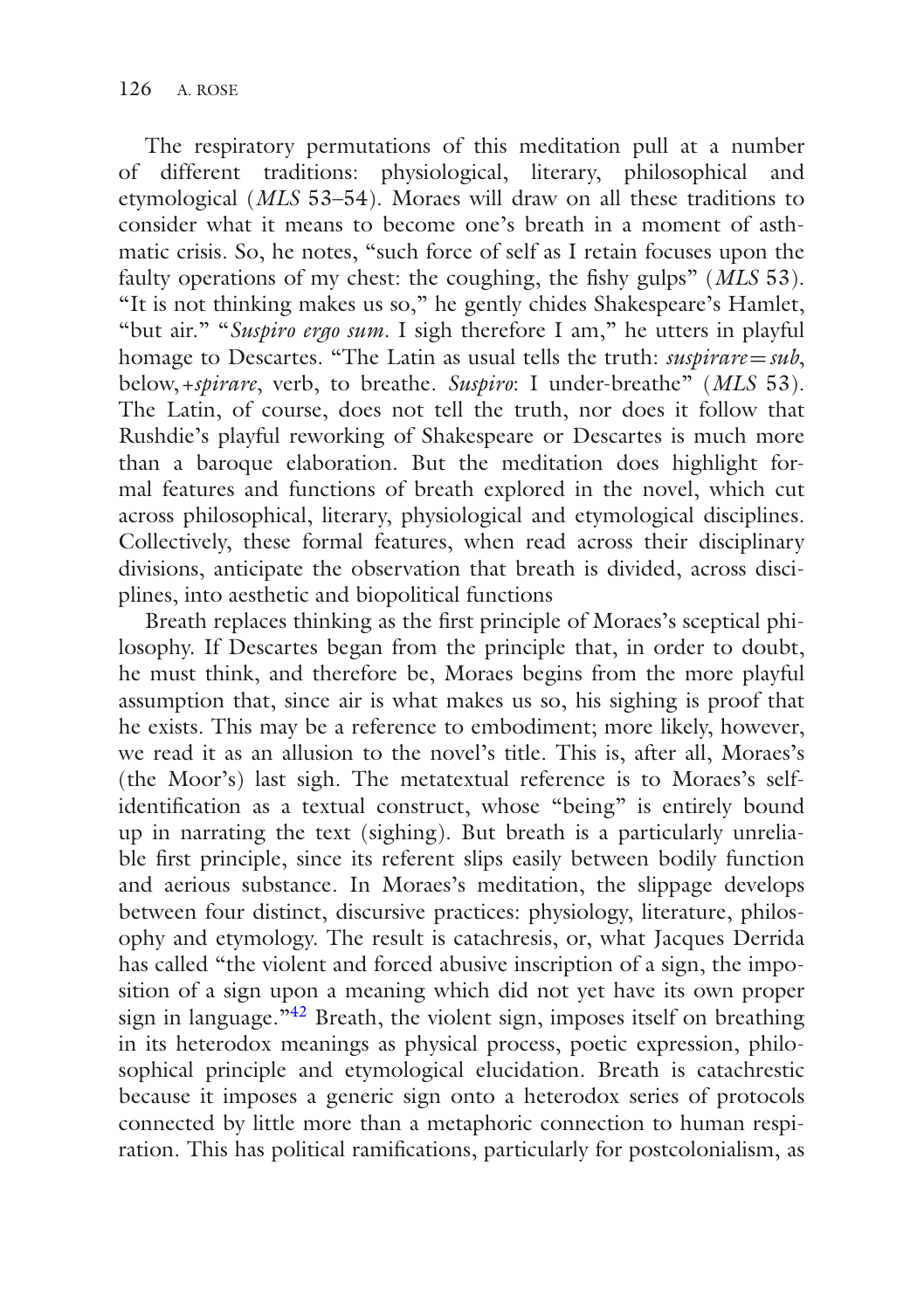The respiratory permutations of this meditation pull at a number of different traditions: physiological, literary, philosophical and etymological (*MLS* 53–54). Moraes will draw on all these traditions to consider what it means to become one's breath in a moment of asthmatic crisis. So, he notes, "such force of self as I retain focuses upon the faulty operations of my chest: the coughing, the fishy gulps" (*MLS* 53). "It is not thinking makes us so," he gently chides Shakespeare's Hamlet, "but air." "*Suspiro ergo sum*. I sigh therefore I am," he utters in playful homage to Descartes. "The Latin as usual tells the truth: *suspirare*=*sub*, below,+*spirare*, verb, to breathe. *Suspiro*: I under-breathe" (*MLS* 53). The Latin, of course, does not tell the truth, nor does it follow that Rushdie's playful reworking of Shakespeare or Descartes is much more than a baroque elaboration. But the meditation does highlight formal features and functions of breath explored in the novel, which cut across philosophical, literary, physiological and etymological disciplines. Collectively, these formal features, when read across their disciplinary divisions, anticipate the observation that breath is divided, across disciplines, into aesthetic and biopolitical functions

Breath replaces thinking as the first principle of Moraes's sceptical philosophy. If Descartes began from the principle that, in order to doubt, he must think, and therefore be, Moraes begins from the more playful assumption that, since air is what makes us so, his sighing is proof that he exists. This may be a reference to embodiment; more likely, however, we read it as an allusion to the novel's title. This is, after all, Moraes's (the Moor's) last sigh. The metatextual reference is to Moraes's self-identification as a textual construct, whose "being" is entirely bound up in narrating the text (sighing). But breath is a particularly unreliable first principle, since its referent slips easily between bodily function and aerious substance. In Moraes's meditation, the slippage develops between four distinct, discursive practices: physiology, literature, philosophy and etymology. The result is catachresis, or, what Jacques Derrida has called "the violent and forced abusive inscription of a sign, the imposition of a sign upon a meaning which did not yet have its own proper sign in language."[42] Breath, the violent sign, imposes itself on breathing in its heterodox meanings as physical process, poetic expression, philosophical principle and etymological elucidation. Breath is catachrestic because it imposes a generic sign onto a heterodox series of protocols connected by little more than a metaphoric connection to human respiration. This has political ramifications, particularly for postcolonialism, as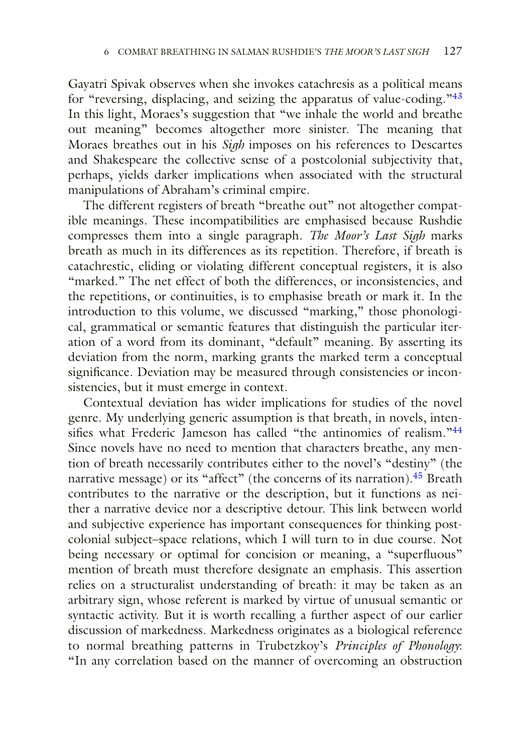Gayatri Spivak observes when she invokes catachresis as a political means for "reversing, displacing, and seizing the apparatus of value-coding."[43] In this light, Moraes's suggestion that "we inhale the world and breathe out meaning" becomes altogether more sinister. The meaning that Moraes breathes out in his *Sigh* imposes on his references to Descartes and Shakespeare the collective sense of a postcolonial subjectivity that, perhaps, yields darker implications when associated with the structural manipulations of Abraham's criminal empire.

The different registers of breath "breathe out" not altogether compatible meanings. These incompatibilities are emphasised because Rushdie compresses them into a single paragraph. *The Moor's Last Sigh* marks breath as much in its differences as its repetition. Therefore, if breath is catachrestic, eliding or violating different conceptual registers, it is also "marked." The net effect of both the differences, or inconsistencies, and the repetitions, or continuities, is to emphasise breath or mark it. In the introduction to this volume, we discussed "marking," those phonological, grammatical or semantic features that distinguish the particular iteration of a word from its dominant, "default" meaning. By asserting its deviation from the norm, marking grants the marked term a conceptual significance. Deviation may be measured through consistencies or inconsistencies, but it must emerge in context.

Contextual deviation has wider implications for studies of the novel genre. My underlying generic assumption is that breath, in novels, intensifies what Frederic Jameson has called "the antinomies of realism."[44] Since novels have no need to mention that characters breathe, any mention of breath necessarily contributes either to the novel's "destiny" (the narrative message) or its "affect" (the concerns of its narration).[45] Breath contributes to the narrative or the description, but it functions as neither a narrative device nor a descriptive detour. This link between world and subjective experience has important consequences for thinking postcolonial subject–space relations, which I will turn to in due course. Not being necessary or optimal for concision or meaning, a "superfluous" mention of breath must therefore designate an emphasis. This assertion relies on a structuralist understanding of breath: it may be taken as an arbitrary sign, whose referent is marked by virtue of unusual semantic or syntactic activity. But it is worth recalling a further aspect of our earlier discussion of markedness. Markedness originates as a biological reference to normal breathing patterns in Trubetzkoy's *Principles of Phonology*: "In any correlation based on the manner of overcoming an obstruction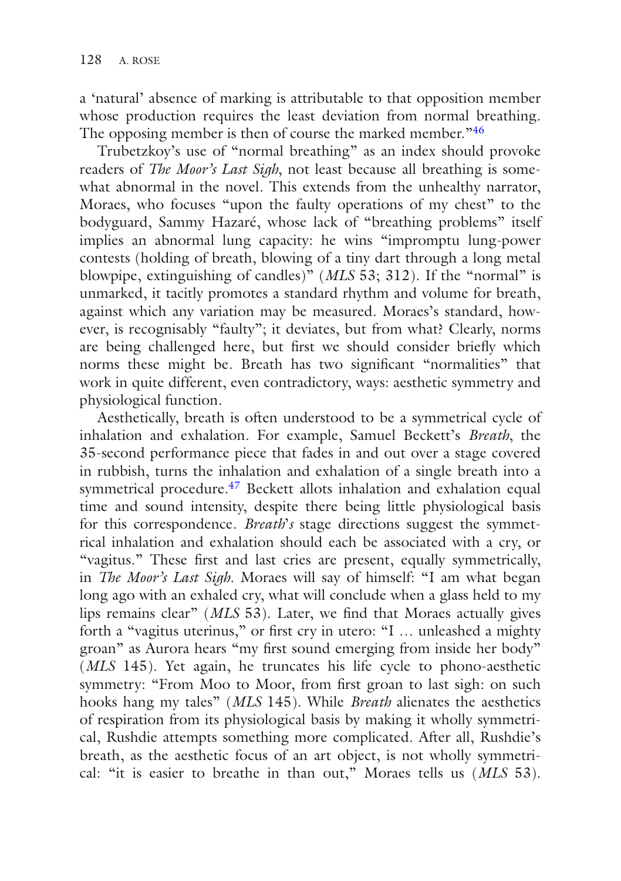a 'natural' absence of marking is attributable to that opposition member whose production requires the least deviation from normal breathing. The opposing member is then of course the marked member."[46]

Trubetzkoy's use of "normal breathing" as an index should provoke readers of *The Moor's Last Sigh*, not least because all breathing is somewhat abnormal in the novel. This extends from the unhealthy narrator, Moraes, who focuses "upon the faulty operations of my chest" to the bodyguard, Sammy Hazaré, whose lack of "breathing problems" itself implies an abnormal lung capacity: he wins "impromptu lung-power contests (holding of breath, blowing of a tiny dart through a long metal blowpipe, extinguishing of candles)" (*MLS* 53; 312). If the "normal" is unmarked, it tacitly promotes a standard rhythm and volume for breath, against which any variation may be measured. Moraes's standard, however, is recognisably "faulty"; it deviates, but from what? Clearly, norms are being challenged here, but first we should consider briefly which norms these might be. Breath has two significant "normalities" that work in quite different, even contradictory, ways: aesthetic symmetry and physiological function.

Aesthetically, breath is often understood to be a symmetrical cycle of inhalation and exhalation. For example, Samuel Beckett's *Breath*, the 35-second performance piece that fades in and out over a stage covered in rubbish, turns the inhalation and exhalation of a single breath into a symmetrical procedure.[47] Beckett allots inhalation and exhalation equal time and sound intensity, despite there being little physiological basis for this correspondence. *Breath*'s stage directions suggest the symmetrical inhalation and exhalation should each be associated with a cry, or "vagitus." These first and last cries are present, equally symmetrically, in *The Moor's Last Sigh*. Moraes will say of himself: "I am what began long ago with an exhaled cry, what will conclude when a glass held to my lips remains clear" (*MLS* 53). Later, we find that Moraes actually gives forth a "vagitus uterinus," or first cry in utero: "I … unleashed a mighty groan" as Aurora hears "my first sound emerging from inside her body" (*MLS* 145). Yet again, he truncates his life cycle to phono-aesthetic symmetry: "From Moo to Moor, from first groan to last sigh: on such hooks hang my tales" (*MLS* 145). While *Breath* alienates the aesthetics of respiration from its physiological basis by making it wholly symmetrical, Rushdie attempts something more complicated. After all, Rushdie's breath, as the aesthetic focus of an art object, is not wholly symmetrical: "it is easier to breathe in than out," Moraes tells us (*MLS* 53).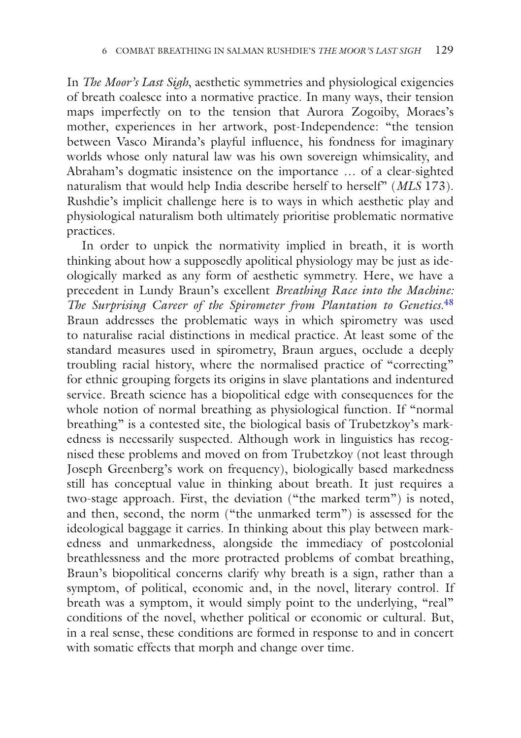In *The Moor's Last Sigh*, aesthetic symmetries and physiological exigencies of breath coalesce into a normative practice. In many ways, their tension maps imperfectly on to the tension that Aurora Zogoiby, Moraes's mother, experiences in her artwork, post-Independence: "the tension between Vasco Miranda's playful influence, his fondness for imaginary worlds whose only natural law was his own sovereign whimsicality, and Abraham's dogmatic insistence on the importance … of a clear-sighted naturalism that would help India describe herself to herself" (*MLS* 173). Rushdie's implicit challenge here is to ways in which aesthetic play and physiological naturalism both ultimately prioritise problematic normative practices.

In order to unpick the normativity implied in breath, it is worth thinking about how a supposedly apolitical physiology may be just as ideologically marked as any form of aesthetic symmetry. Here, we have a precedent in Lundy Braun's excellent *Breathing Race into the Machine: The Surprising Career of the Spirometer from Plantation to Genetics*.[48] Braun addresses the problematic ways in which spirometry was used to naturalise racial distinctions in medical practice. At least some of the standard measures used in spirometry, Braun argues, occlude a deeply troubling racial history, where the normalised practice of "correcting" for ethnic grouping forgets its origins in slave plantations and indentured service. Breath science has a biopolitical edge with consequences for the whole notion of normal breathing as physiological function. If "normal breathing" is a contested site, the biological basis of Trubetzkoy's markedness is necessarily suspected. Although work in linguistics has recognised these problems and moved on from Trubetzkoy (not least through Joseph Greenberg's work on frequency), biologically based markedness still has conceptual value in thinking about breath. It just requires a two-stage approach. First, the deviation ("the marked term") is noted, and then, second, the norm ("the unmarked term") is assessed for the ideological baggage it carries. In thinking about this play between markedness and unmarkedness, alongside the immediacy of postcolonial breathlessness and the more protracted problems of combat breathing, Braun's biopolitical concerns clarify why breath is a sign, rather than a symptom, of political, economic and, in the novel, literary control. If breath was a symptom, it would simply point to the underlying, "real" conditions of the novel, whether political or economic or cultural. But, in a real sense, these conditions are formed in response to and in concert with somatic effects that morph and change over time.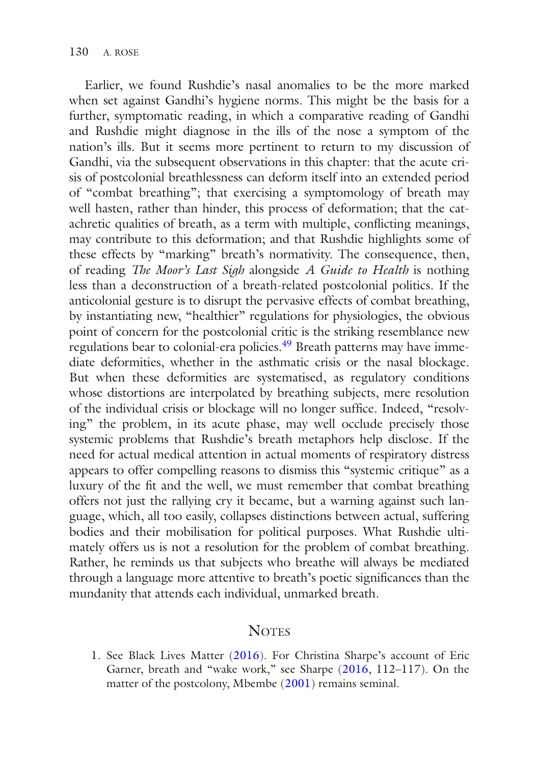Earlier, we found Rushdie's nasal anomalies to be the more marked when set against Gandhi's hygiene norms. This might be the basis for a further, symptomatic reading, in which a comparative reading of Gandhi and Rushdie might diagnose in the ills of the nose a symptom of the nation's ills. But it seems more pertinent to return to my discussion of Gandhi, via the subsequent observations in this chapter: that the acute crisis of postcolonial breathlessness can deform itself into an extended period of "combat breathing"; that exercising a symptomology of breath may well hasten, rather than hinder, this process of deformation; that the catachretic qualities of breath, as a term with multiple, conflicting meanings, may contribute to this deformation; and that Rushdie highlights some of these effects by "marking" breath's normativity. The consequence, then, of reading *The Moor's Last Sigh* alongside *A Guide to Health* is nothing less than a deconstruction of a breath-related postcolonial politics. If the anticolonial gesture is to disrupt the pervasive effects of combat breathing, by instantiating new, "healthier" regulations for physiologies, the obvious point of concern for the postcolonial critic is the striking resemblance new regulations bear to colonial-era policies.[49] Breath patterns may have immediate deformities, whether in the asthmatic crisis or the nasal blockage. But when these deformities are systematised, as regulatory conditions whose distortions are interpolated by breathing subjects, mere resolution of the individual crisis or blockage will no longer suffice. Indeed, "resolving" the problem, in its acute phase, may well occlude precisely those systemic problems that Rushdie's breath metaphors help disclose. If the need for actual medical attention in actual moments of respiratory distress appears to offer compelling reasons to dismiss this "systemic critique" as a luxury of the fit and the well, we must remember that combat breathing offers not just the rallying cry it became, but a warning against such language, which, all too easily, collapses distinctions between actual, suffering bodies and their mobilisation for political purposes. What Rushdie ultimately offers us is not a resolution for the problem of combat breathing. Rather, he reminds us that subjects who breathe will always be mediated through a language more attentive to breath's poetic significances than the mundanity that attends each individual, unmarked breath.

## Notes

1. See Black Lives Matter (2016). For Christina Sharpe's account of Eric Garner, breath and "wake work," see Sharpe (2016, 112–117). On the matter of the postcolony, Mbembe (2001) remains seminal.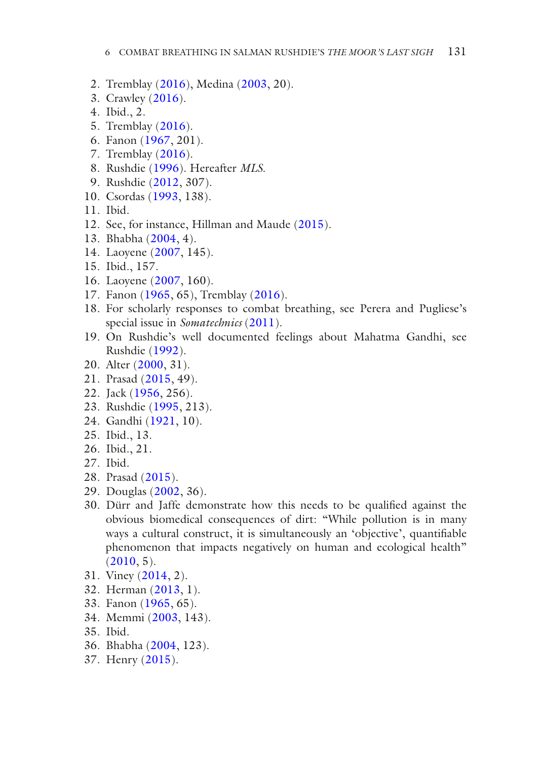2. Tremblay (2016), Medina (2003, 20).
3. Crawley (2016).
4. Ibid., 2.
5. Tremblay (2016).
6. Fanon (1967, 201).
7. Tremblay (2016).
8. Rushdie (1996). Hereafter *MLS*.
9. Rushdie (2012, 307).
10. Csordas (1993, 138).
11. Ibid.
12. See, for instance, Hillman and Maude (2015).
13. Bhabha (2004, 4).
14. Laoyene (2007, 145).
15. Ibid., 157.
16. Laoyene (2007, 160).
17. Fanon (1965, 65), Tremblay (2016).
18. For scholarly responses to combat breathing, see Perera and Pugliese's special issue in *Somatechnics* (2011).
19. On Rushdie's well documented feelings about Mahatma Gandhi, see Rushdie (1992).
20. Alter (2000, 31).
21. Prasad (2015, 49).
22. Jack (1956, 256).
23. Rushdie (1995, 213).
24. Gandhi (1921, 10).
25. Ibid., 13.
26. Ibid., 21.
27. Ibid.
28. Prasad (2015).
29. Douglas (2002, 36).
30. Dürr and Jaffe demonstrate how this needs to be qualified against the obvious biomedical consequences of dirt: "While pollution is in many ways a cultural construct, it is simultaneously an 'objective', quantifiable phenomenon that impacts negatively on human and ecological health" (2010, 5).
31. Viney (2014, 2).
32. Herman (2013, 1).
33. Fanon (1965, 65).
34. Memmi (2003, 143).
35. Ibid.
36. Bhabha (2004, 123).
37. Henry (2015).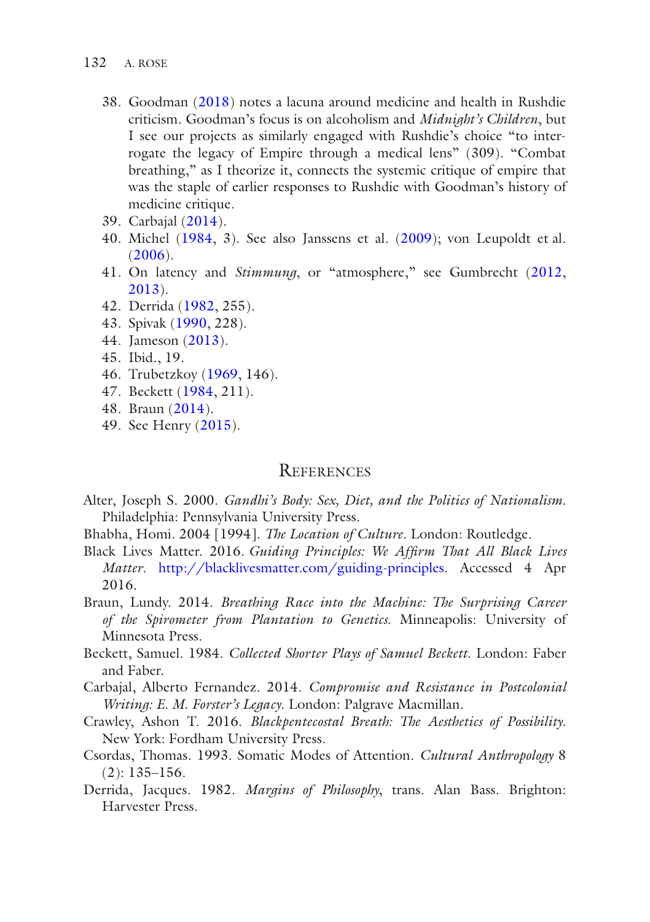38. Goodman (2018) notes a lacuna around medicine and health in Rushdie criticism. Goodman's focus is on alcoholism and *Midnight's Children*, but I see our projects as similarly engaged with Rushdie's choice "to interrogate the legacy of Empire through a medical lens" (309). "Combat breathing," as I theorize it, connects the systemic critique of empire that was the staple of earlier responses to Rushdie with Goodman's history of medicine critique.
39. Carbajal (2014).
40. Michel (1984, 3). See also Janssens et al. (2009); von Leupoldt et al. (2006).
41. On latency and *Stimmung*, or "atmosphere," see Gumbrecht (2012, 2013).
42. Derrida (1982, 255).
43. Spivak (1990, 228).
44. Jameson (2013).
45. Ibid., 19.
46. Trubetzkoy (1969, 146).
47. Beckett (1984, 211).
48. Braun (2014).
49. See Henry (2015).

## References

Alter, Joseph S. 2000. *Gandhi's Body: Sex, Diet, and the Politics of Nationalism*. Philadelphia: Pennsylvania University Press.

Bhabha, Homi. 2004 [1994]. *The Location of Culture*. London: Routledge.

Black Lives Matter. 2016. *Guiding Principles: We Affirm That All Black Lives Matter*. http://blacklivesmatter.com/guiding-principles. Accessed 4 Apr 2016.

Braun, Lundy. 2014. *Breathing Race into the Machine: The Surprising Career of the Spirometer from Plantation to Genetics*. Minneapolis: University of Minnesota Press.

Beckett, Samuel. 1984. *Collected Shorter Plays of Samuel Beckett*. London: Faber and Faber.

Carbajal, Alberto Fernandez. 2014. *Compromise and Resistance in Postcolonial Writing: E. M. Forster's Legacy*. London: Palgrave Macmillan.

Crawley, Ashon T. 2016. *Blackpentecostal Breath: The Aesthetics of Possibility*. New York: Fordham University Press.

Csordas, Thomas. 1993. Somatic Modes of Attention. *Cultural Anthropology* 8 (2): 135–156.

Derrida, Jacques. 1982. *Margins of Philosophy*, trans. Alan Bass. Brighton: Harvester Press.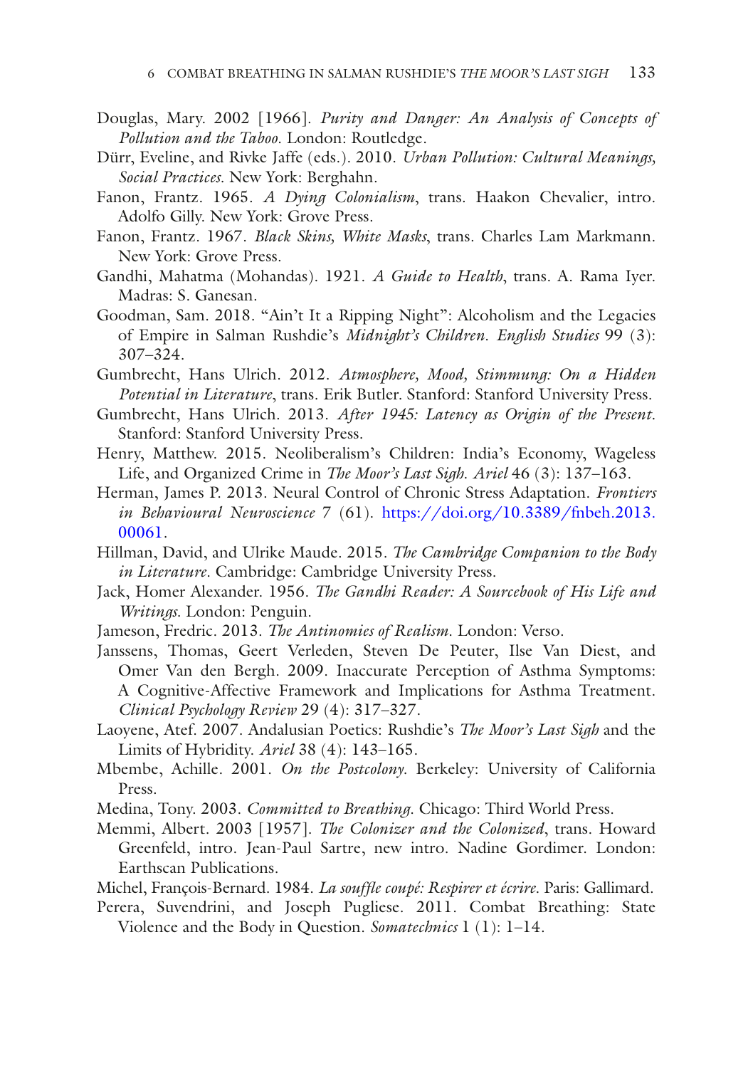Douglas, Mary. 2002 [1966]. *Purity and Danger: An Analysis of Concepts of Pollution and the Taboo*. London: Routledge.

Dürr, Eveline, and Rivke Jaffe (eds.). 2010. *Urban Pollution: Cultural Meanings, Social Practices*. New York: Berghahn.

Fanon, Frantz. 1965. *A Dying Colonialism*, trans. Haakon Chevalier, intro. Adolfo Gilly. New York: Grove Press.

Fanon, Frantz. 1967. *Black Skins, White Masks*, trans. Charles Lam Markmann. New York: Grove Press.

Gandhi, Mahatma (Mohandas). 1921. *A Guide to Health*, trans. A. Rama Iyer. Madras: S. Ganesan.

Goodman, Sam. 2018. "Ain't It a Ripping Night": Alcoholism and the Legacies of Empire in Salman Rushdie's *Midnight's Children*. *English Studies* 99 (3): 307–324.

Gumbrecht, Hans Ulrich. 2012. *Atmosphere, Mood, Stimmung: On a Hidden Potential in Literature*, trans. Erik Butler. Stanford: Stanford University Press.

Gumbrecht, Hans Ulrich. 2013. *After 1945: Latency as Origin of the Present*. Stanford: Stanford University Press.

Henry, Matthew. 2015. Neoliberalism's Children: India's Economy, Wageless Life, and Organized Crime in *The Moor's Last Sigh*. *Ariel* 46 (3): 137–163.

Herman, James P. 2013. Neural Control of Chronic Stress Adaptation. *Frontiers in Behavioural Neuroscience* 7 (61). https://doi.org/10.3389/fnbeh.2013.00061.

Hillman, David, and Ulrike Maude. 2015. *The Cambridge Companion to the Body in Literature*. Cambridge: Cambridge University Press.

Jack, Homer Alexander. 1956. *The Gandhi Reader: A Sourcebook of His Life and Writings*. London: Penguin.

Jameson, Fredric. 2013. *The Antinomies of Realism*. London: Verso.

Janssens, Thomas, Geert Verleden, Steven De Peuter, Ilse Van Diest, and Omer Van den Bergh. 2009. Inaccurate Perception of Asthma Symptoms: A Cognitive-Affective Framework and Implications for Asthma Treatment. *Clinical Psychology Review* 29 (4): 317–327.

Laoyene, Atef. 2007. Andalusian Poetics: Rushdie's *The Moor's Last Sigh* and the Limits of Hybridity. *Ariel* 38 (4): 143–165.

Mbembe, Achille. 2001. *On the Postcolony*. Berkeley: University of California Press.

Medina, Tony. 2003. *Committed to Breathing*. Chicago: Third World Press.

Memmi, Albert. 2003 [1957]. *The Colonizer and the Colonized*, trans. Howard Greenfeld, intro. Jean-Paul Sartre, new intro. Nadine Gordimer. London: Earthscan Publications.

Michel, François-Bernard. 1984. *La souffle coupé: Respirer et écrire*. Paris: Gallimard.

Perera, Suvendrini, and Joseph Pugliese. 2011. Combat Breathing: State Violence and the Body in Question. *Somatechnics* 1 (1): 1–14.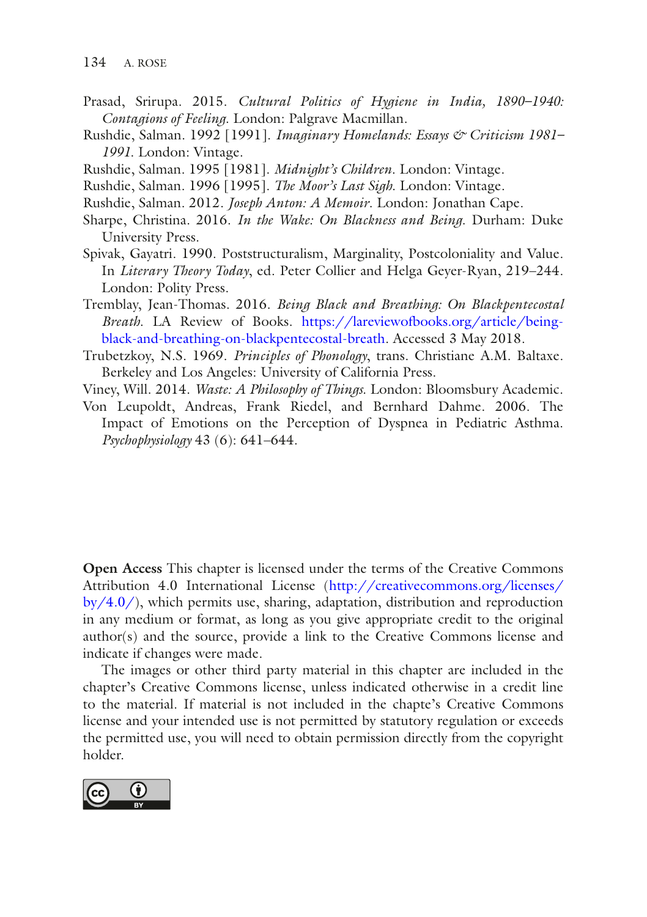Prasad, Srirupa. 2015. *Cultural Politics of Hygiene in India, 1890–1940: Contagions of Feeling*. London: Palgrave Macmillan.

Rushdie, Salman. 1992 [1991]. *Imaginary Homelands: Essays & Criticism 1981–1991*. London: Vintage.

Rushdie, Salman. 1995 [1981]. *Midnight's Children*. London: Vintage.

Rushdie, Salman. 1996 [1995]. *The Moor's Last Sigh*. London: Vintage.

Rushdie, Salman. 2012. *Joseph Anton: A Memoir*. London: Jonathan Cape.

Sharpe, Christina. 2016. *In the Wake: On Blackness and Being*. Durham: Duke University Press.

Spivak, Gayatri. 1990. Poststructuralism, Marginality, Postcoloniality and Value. In *Literary Theory Today*, ed. Peter Collier and Helga Geyer-Ryan, 219–244. London: Polity Press.

Tremblay, Jean-Thomas. 2016. *Being Black and Breathing: On Blackpentecostal Breath*. LA Review of Books. https://lareviewofbooks.org/article/being-black-and-breathing-on-blackpentecostal-breath. Accessed 3 May 2018.

Trubetzkoy, N.S. 1969. *Principles of Phonology*, trans. Christiane A.M. Baltaxe. Berkeley and Los Angeles: University of California Press.

Viney, Will. 2014. *Waste: A Philosophy of Things*. London: Bloomsbury Academic.

Von Leupoldt, Andreas, Frank Riedel, and Bernhard Dahme. 2006. The Impact of Emotions on the Perception of Dyspnea in Pediatric Asthma. *Psychophysiology* 43 (6): 641–644.

**Open Access** This chapter is licensed under the terms of the Creative Commons Attribution 4.0 International License (http://creativecommons.org/licenses/by/4.0/), which permits use, sharing, adaptation, distribution and reproduction in any medium or format, as long as you give appropriate credit to the original author(s) and the source, provide a link to the Creative Commons license and indicate if changes were made.

The images or other third party material in this chapter are included in the chapter's Creative Commons license, unless indicated otherwise in a credit line to the material. If material is not included in the chapte's Creative Commons license and your intended use is not permitted by statutory regulation or exceeds the permitted use, you will need to obtain permission directly from the copyright holder.